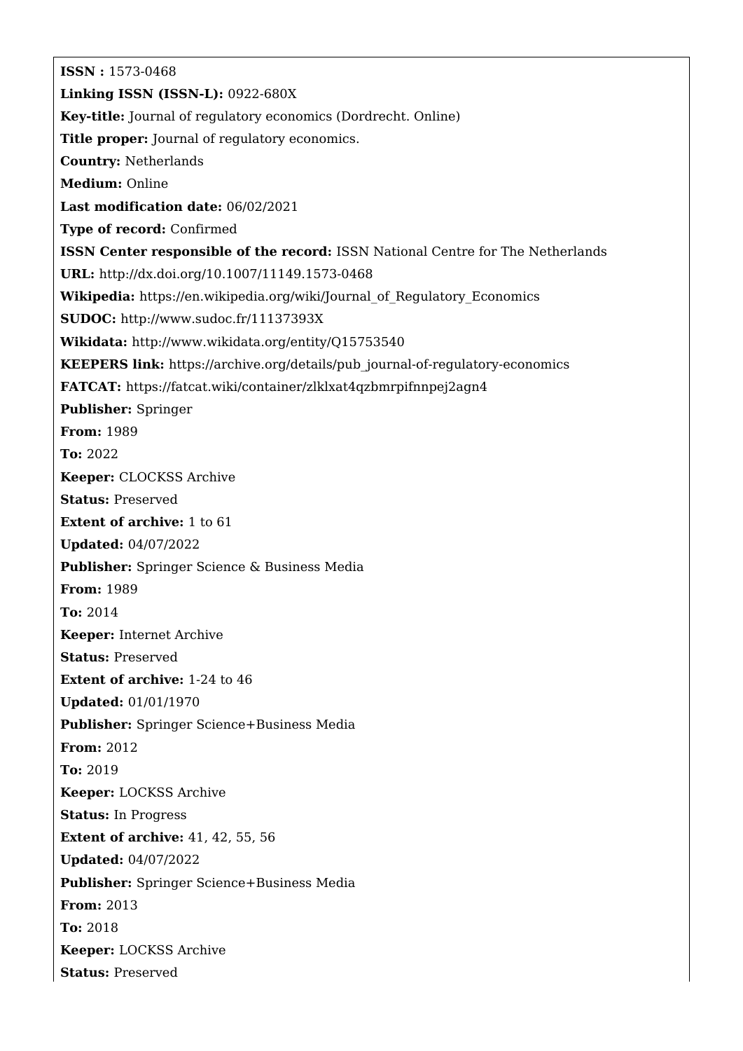**ISSN :** 1573-0468

**Linking ISSN (ISSN-L):** 0922-680X

**Key-title:** Journal of regulatory economics (Dordrecht. Online)

**Title proper:** Journal of regulatory economics.

**Country:** Netherlands

**Medium:** Online

**Last modification date:** 06/02/2021

**Type of record:** Confirmed

**ISSN Center responsible of the record:** ISSN National Centre for The Netherlands

**URL:** http://dx.doi.org/10.1007/11149.1573-0468

**Wikipedia:** https://en.wikipedia.org/wiki/Journal_of_Regulatory_Economics

**SUDOC:** http://www.sudoc.fr/11137393X

**Wikidata:** http://www.wikidata.org/entity/Q15753540

**KEEPERS link:** https://archive.org/details/pub_journal-of-regulatory-economics

**FATCAT:** https://fatcat.wiki/container/zlklxat4qzbmrpifnnpej2agn4

**Publisher:** Springer

**From:** 1989

**To:** 2022

**Keeper:** CLOCKSS Archive

**Status:** Preserved

**Extent of archive:** 1 to 61

**Updated:** 04/07/2022

**Publisher:** Springer Science & Business Media

**From:** 1989

**To:** 2014

**Keeper:** Internet Archive

**Status:** Preserved

**Extent of archive:** 1-24 to 46

**Updated:** 01/01/1970

**Publisher:** Springer Science+Business Media

**From:** 2012

**To:** 2019

**Keeper:** LOCKSS Archive

**Status:** In Progress

**Extent of archive:** 41, 42, 55, 56

**Updated:** 04/07/2022

**Publisher:** Springer Science+Business Media

**From:** 2013

**To:** 2018

**Keeper:** LOCKSS Archive

**Status:** Preserved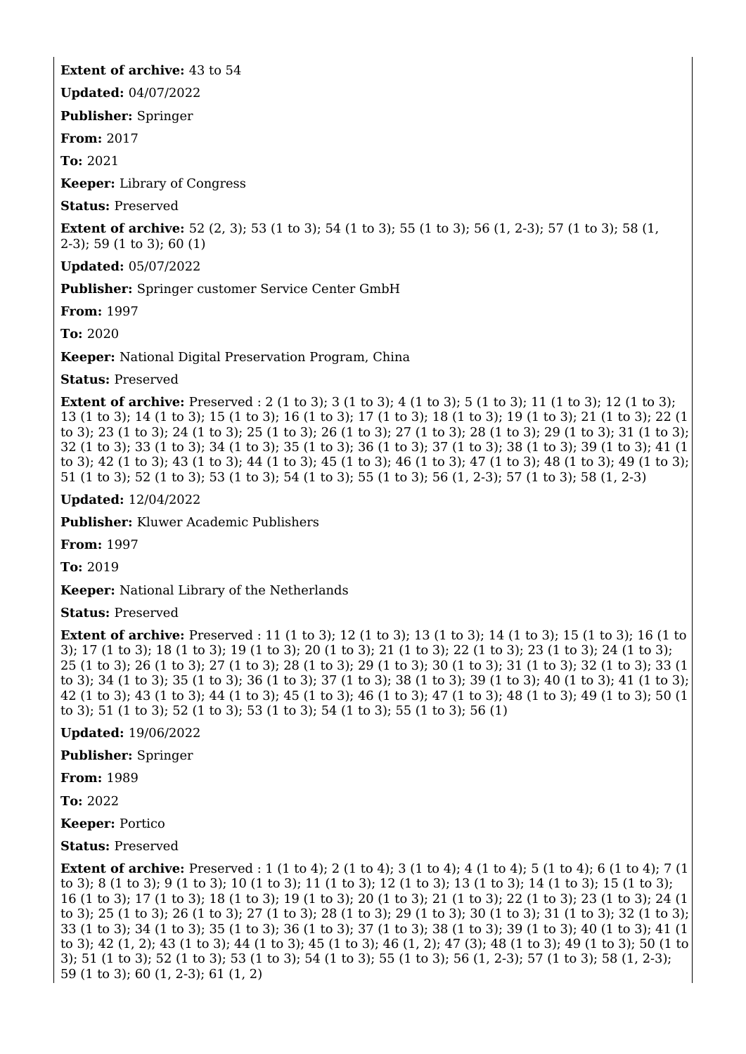**Extent of archive:** 43 to 54

**Updated:** 04/07/2022

**Publisher:** Springer

**From:** 2017

**To:** 2021

**Keeper:** Library of Congress

**Status:** Preserved

**Extent of archive:** 52 (2, 3); 53 (1 to 3); 54 (1 to 3); 55 (1 to 3); 56 (1, 2-3); 57 (1 to 3); 58 (1, 2-3); 59 (1 to 3); 60 (1)

**Updated:** 05/07/2022

**Publisher:** Springer customer Service Center GmbH

**From:** 1997

**To:** 2020

**Keeper:** National Digital Preservation Program, China

**Status:** Preserved

**Extent of archive:** Preserved : 2 (1 to 3); 3 (1 to 3); 4 (1 to 3); 5 (1 to 3); 11 (1 to 3); 12 (1 to 3); 13 (1 to 3); 14 (1 to 3); 15 (1 to 3); 16 (1 to 3); 17 (1 to 3); 18 (1 to 3); 19 (1 to 3); 21 (1 to 3); 22 (1 to 3); 23 (1 to 3); 24 (1 to 3); 25 (1 to 3); 26 (1 to 3); 27 (1 to 3); 28 (1 to 3); 29 (1 to 3); 31 (1 to 3); 32 (1 to 3); 33 (1 to 3); 34 (1 to 3); 35 (1 to 3); 36 (1 to 3); 37 (1 to 3); 38 (1 to 3); 39 (1 to 3); 41 (1 to 3); 42 (1 to 3); 43 (1 to 3); 44 (1 to 3); 45 (1 to 3); 46 (1 to 3); 47 (1 to 3); 48 (1 to 3); 49 (1 to 3); 51 (1 to 3); 52 (1 to 3); 53 (1 to 3); 54 (1 to 3); 55 (1 to 3); 56 (1, 2-3); 57 (1 to 3); 58 (1, 2-3)

**Updated:** 12/04/2022

**Publisher:** Kluwer Academic Publishers

**From:** 1997

**To:** 2019

**Keeper:** National Library of the Netherlands

**Status:** Preserved

**Extent of archive:** Preserved : 11 (1 to 3); 12 (1 to 3); 13 (1 to 3); 14 (1 to 3); 15 (1 to 3); 16 (1 to 3); 17 (1 to 3); 18 (1 to 3); 19 (1 to 3); 20 (1 to 3); 21 (1 to 3); 22 (1 to 3); 23 (1 to 3); 24 (1 to 3); 25 (1 to 3); 26 (1 to 3); 27 (1 to 3); 28 (1 to 3); 29 (1 to 3); 30 (1 to 3); 31 (1 to 3); 32 (1 to 3); 33 (1 to 3); 34 (1 to 3); 35 (1 to 3); 36 (1 to 3); 37 (1 to 3); 38 (1 to 3); 39 (1 to 3); 40 (1 to 3); 41 (1 to 3); 42 (1 to 3); 43 (1 to 3); 44 (1 to 3); 45 (1 to 3); 46 (1 to 3); 47 (1 to 3); 48 (1 to 3); 49 (1 to 3); 50 (1 to 3); 51 (1 to 3); 52 (1 to 3); 53 (1 to 3); 54 (1 to 3); 55 (1 to 3); 56 (1)

**Updated:** 19/06/2022

**Publisher:** Springer

**From:** 1989

**To:** 2022

**Keeper:** Portico

**Status:** Preserved

**Extent of archive:** Preserved : 1 (1 to 4); 2 (1 to 4); 3 (1 to 4); 4 (1 to 4); 5 (1 to 4); 6 (1 to 4); 7 (1 to 3); 8 (1 to 3); 9 (1 to 3); 10 (1 to 3); 11 (1 to 3); 12 (1 to 3); 13 (1 to 3); 14 (1 to 3); 15 (1 to 3); 16 (1 to 3); 17 (1 to 3); 18 (1 to 3); 19 (1 to 3); 20 (1 to 3); 21 (1 to 3); 22 (1 to 3); 23 (1 to 3); 24 (1 to 3); 25 (1 to 3); 26 (1 to 3); 27 (1 to 3); 28 (1 to 3); 29 (1 to 3); 30 (1 to 3); 31 (1 to 3); 32 (1 to 3); 33 (1 to 3); 34 (1 to 3); 35 (1 to 3); 36 (1 to 3); 37 (1 to 3); 38 (1 to 3); 39 (1 to 3); 40 (1 to 3); 41 (1 to 3); 42 (1, 2); 43 (1 to 3); 44 (1 to 3); 45 (1 to 3); 46 (1, 2); 47 (3); 48 (1 to 3); 49 (1 to 3); 50 (1 to 3); 51 (1 to 3); 52 (1 to 3); 53 (1 to 3); 54 (1 to 3); 55 (1 to 3); 56 (1, 2-3); 57 (1 to 3); 58 (1, 2-3); 59 (1 to 3); 60 (1, 2-3); 61 (1, 2)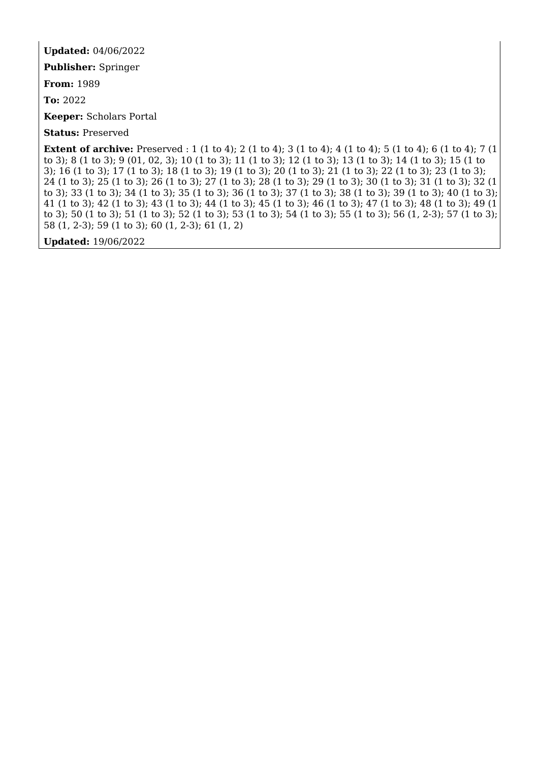**Updated:** 04/06/2022

**Publisher:** Springer

**From:** 1989

**To:** 2022

**Keeper:** Scholars Portal

**Status:** Preserved

**Extent of archive:** Preserved : 1 (1 to 4); 2 (1 to 4); 3 (1 to 4); 4 (1 to 4); 5 (1 to 4); 6 (1 to 4); 7 (1 to 3); 8 (1 to 3); 9 (01, 02, 3); 10 (1 to 3); 11 (1 to 3); 12 (1 to 3); 13 (1 to 3); 14 (1 to 3); 15 (1 to 3); 16 (1 to 3); 17 (1 to 3); 18 (1 to 3); 19 (1 to 3); 20 (1 to 3); 21 (1 to 3); 22 (1 to 3); 23 (1 to 3); 24 (1 to 3); 25 (1 to 3); 26 (1 to 3); 27 (1 to 3); 28 (1 to 3); 29 (1 to 3); 30 (1 to 3); 31 (1 to 3); 32 (1 to 3); 33 (1 to 3); 34 (1 to 3); 35 (1 to 3); 36 (1 to 3); 37 (1 to 3); 38 (1 to 3); 39 (1 to 3); 40 (1 to 3); 41 (1 to 3); 42 (1 to 3); 43 (1 to 3); 44 (1 to 3); 45 (1 to 3); 46 (1 to 3); 47 (1 to 3); 48 (1 to 3); 49 (1 to 3); 50 (1 to 3); 51 (1 to 3); 52 (1 to 3); 53 (1 to 3); 54 (1 to 3); 55 (1 to 3); 56 (1, 2-3); 57 (1 to 3); 58 (1, 2-3); 59 (1 to 3); 60 (1, 2-3); 61 (1, 2)

**Updated:** 19/06/2022